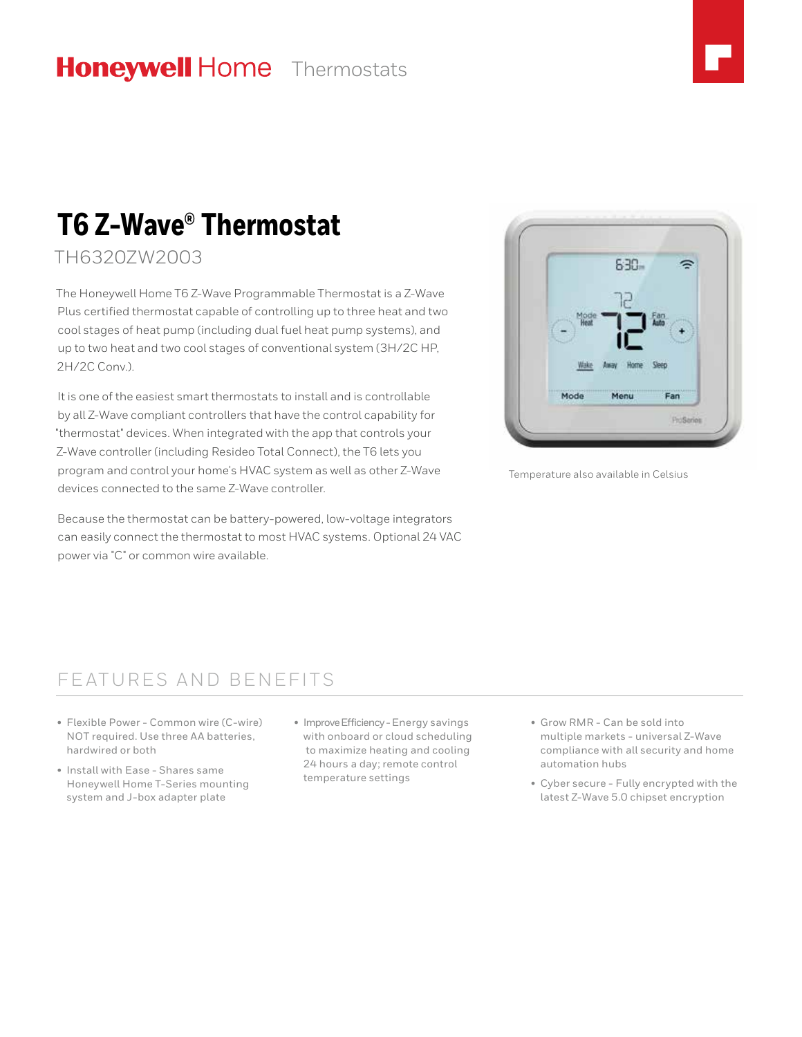Honeywell Home Thermostats

# T6 Z-Wave® Thermostat

TH6320ZW2003

The Honeywell Home T6 Z-Wave Programmable Thermostat is a Z-Wave Plus certified thermostat capable of controlling up to three heat and two cool stages of heat pump (including dual fuel heat pump systems), and up to two heat and two cool stages of conventional system (3H/2C HP, 2H/2C Conv.).

It is one of the easiest smart thermostats to install and is controllable by all Z-Wave compliant controllers that have the control capability for "thermostat" devices. When integrated with the app that controls your Z-Wave controller (including Resideo Total Connect), the T6 lets you program and control your home's HVAC system as well as other Z-Wave devices connected to the same Z-Wave controller.

Because the thermostat can be battery-powered, low-voltage integrators can easily connect the thermostat to most HVAC systems. Optional 24 VAC power via "C" or common wire available.

Temperature also available in Celsius

## FEATURES AND BENEFITS

- Flexible Power - Common wire (C-wire) NOT required. Use three AA batteries, hardwired or both
- Install with Ease - Shares same Honeywell Home T-Series mounting system and J-box adapter plate
- Improve Efficiency - Energy savings with onboard or cloud scheduling to maximize heating and cooling 24 hours a day; remote control temperature settings
- Grow RMR - Can be sold into multiple markets - universal Z-Wave compliance with all security and home automation hubs
- Cyber secure - Fully encrypted with the latest Z-Wave 5.0 chipset encryption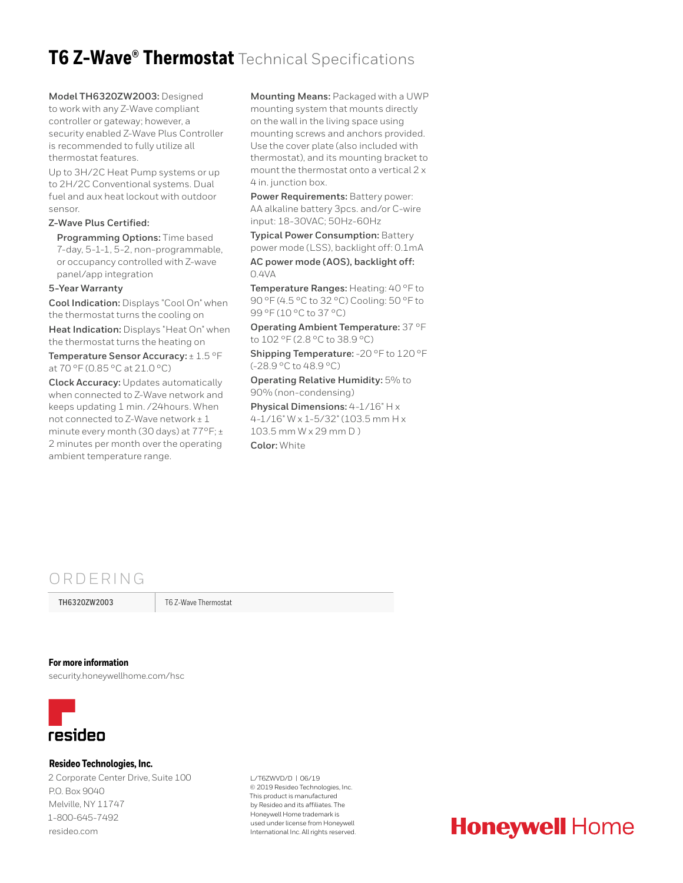# T6 Z-Wave® Thermostat Technical Specifications

**Model TH6320ZW2003:** Designed to work with any Z-Wave compliant controller or gateway; however, a security enabled Z-Wave Plus Controller is recommended to fully utilize all thermostat features.

Up to 3H/2C Heat Pump systems or up to 2H/2C Conventional systems. Dual fuel and aux heat lockout with outdoor sensor.

**Z-Wave Plus Certified:**

**Programming Options:** Time based 7-day, 5-1-1, 5-2, non-programmable, or occupancy controlled with Z-wave panel/app integration

**5-Year Warranty**

**Cool Indication:** Displays "Cool On" when the thermostat turns the cooling on

**Heat Indication:** Displays "Heat On" when the thermostat turns the heating on

**Temperature Sensor Accuracy:** ± 1.5 °F at 70 °F (0.85 °C at 21.0 °C)

**Clock Accuracy:** Updates automatically when connected to Z-Wave network and keeps updating 1 min. /24hours. When not connected to Z-Wave network ± 1 minute every month (30 days) at 77°F; ± 2 minutes per month over the operating ambient temperature range.

**Mounting Means:** Packaged with a UWP mounting system that mounts directly on the wall in the living space using mounting screws and anchors provided. Use the cover plate (also included with thermostat), and its mounting bracket to mount the thermostat onto a vertical 2 x 4 in. junction box.

**Power Requirements:** Battery power: AA alkaline battery 3pcs. and/or C-wire input: 18-30VAC; 50Hz-60Hz

**Typical Power Consumption:** Battery power mode (LSS), backlight off: 0.1mA

**AC power mode (AOS), backlight off:** 0.4VA

**Temperature Ranges:** Heating: 40 °F to 90 °F (4.5 °C to 32 °C) Cooling: 50 °F to 99 °F (10 °C to 37 °C)

**Operating Ambient Temperature:** 37 °F to 102 °F (2.8 °C to 38.9 °C)

**Shipping Temperature:** -20 °F to 120 °F (-28.9 °C to 48.9 °C)

**Operating Relative Humidity:** 5% to 90% (non-condensing)

**Physical Dimensions:** 4-1/16" H x 4-1/16" W x 1-5/32" (103.5 mm H x 103.5 mm W x 29 mm D )

**Color:** White

## ORDERING

| | |
|---|---|
| TH6320ZW2003 | T6 Z-Wave Thermostat |

**For more information**

security.honeywellhome.com/hsc

resideo

**Resideo Technologies, Inc.**

2 Corporate Center Drive, Suite 100
P.O. Box 9040
Melville, NY 11747
1-800-645-7492
resideo.com

L/T6ZWVD/D | 06/19
© 2019 Resideo Technologies, Inc.
This product is manufactured by Resideo and its affiliates. The Honeywell Home trademark is used under license from Honeywell International Inc. All rights reserved.

Honeywell Home